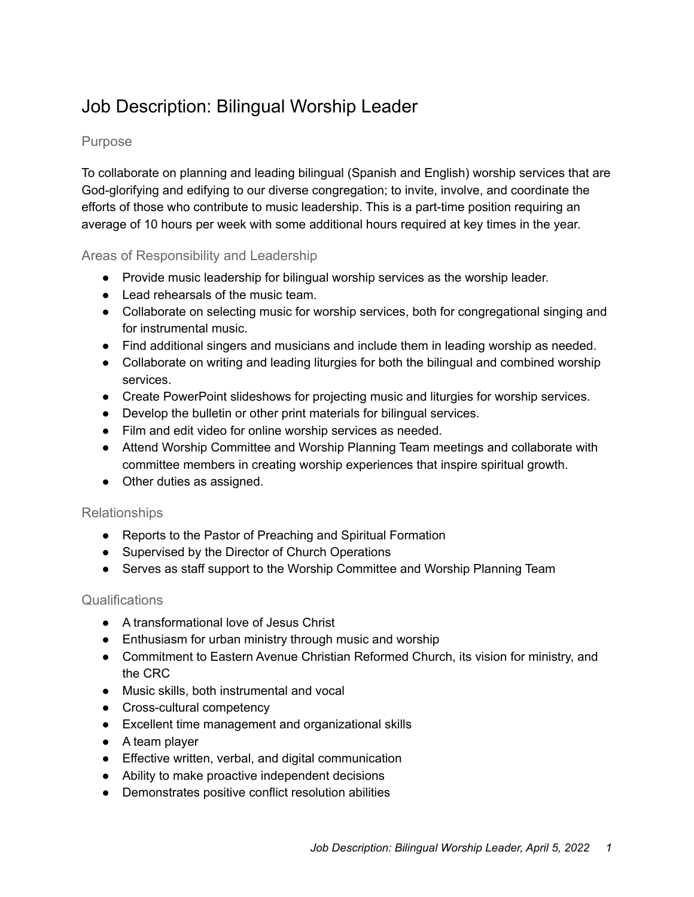# Job Description: Bilingual Worship Leader

## Purpose

To collaborate on planning and leading bilingual (Spanish and English) worship services that are God-glorifying and edifying to our diverse congregation; to invite, involve, and coordinate the efforts of those who contribute to music leadership. This is a part-time position requiring an average of 10 hours per week with some additional hours required at key times in the year.

## Areas of Responsibility and Leadership

- Provide music leadership for bilingual worship services as the worship leader.
- Lead rehearsals of the music team.
- Collaborate on selecting music for worship services, both for congregational singing and for instrumental music.
- Find additional singers and musicians and include them in leading worship as needed.
- Collaborate on writing and leading liturgies for both the bilingual and combined worship services.
- Create PowerPoint slideshows for projecting music and liturgies for worship services.
- Develop the bulletin or other print materials for bilingual services.
- Film and edit video for online worship services as needed.
- Attend Worship Committee and Worship Planning Team meetings and collaborate with committee members in creating worship experiences that inspire spiritual growth.
- Other duties as assigned.

## Relationships

- Reports to the Pastor of Preaching and Spiritual Formation
- Supervised by the Director of Church Operations
- Serves as staff support to the Worship Committee and Worship Planning Team

## Qualifications

- A transformational love of Jesus Christ
- Enthusiasm for urban ministry through music and worship
- Commitment to Eastern Avenue Christian Reformed Church, its vision for ministry, and the CRC
- Music skills, both instrumental and vocal
- Cross-cultural competency
- Excellent time management and organizational skills
- A team player
- Effective written, verbal, and digital communication
- Ability to make proactive independent decisions
- Demonstrates positive conflict resolution abilities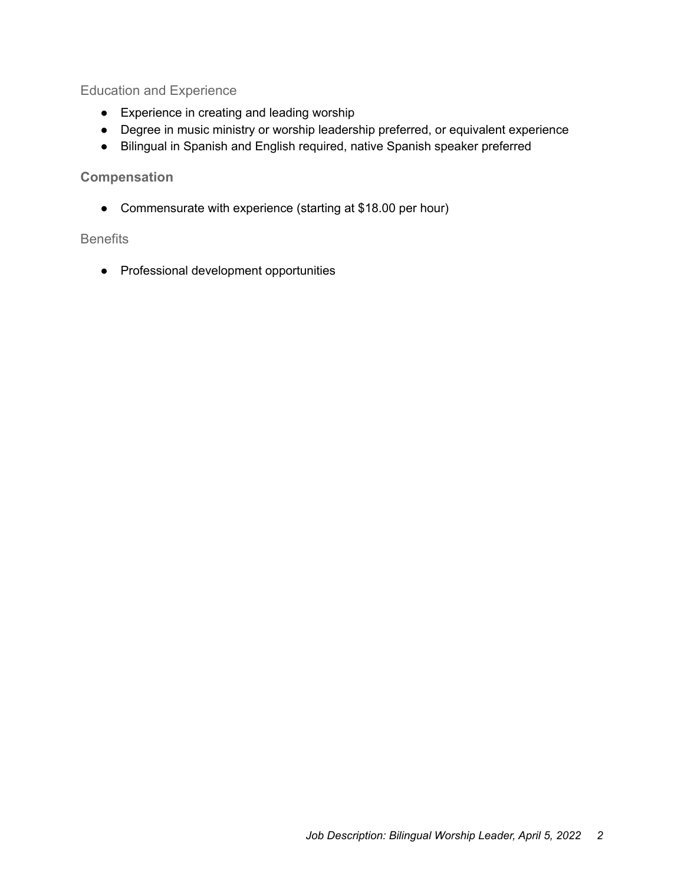### Education and Experience

- Experience in creating and leading worship
- Degree in music ministry or worship leadership preferred, or equivalent experience
- Bilingual in Spanish and English required, native Spanish speaker preferred

### **Compensation**

- Commensurate with experience (starting at $18.00 per hour)

### Benefits

- Professional development opportunities